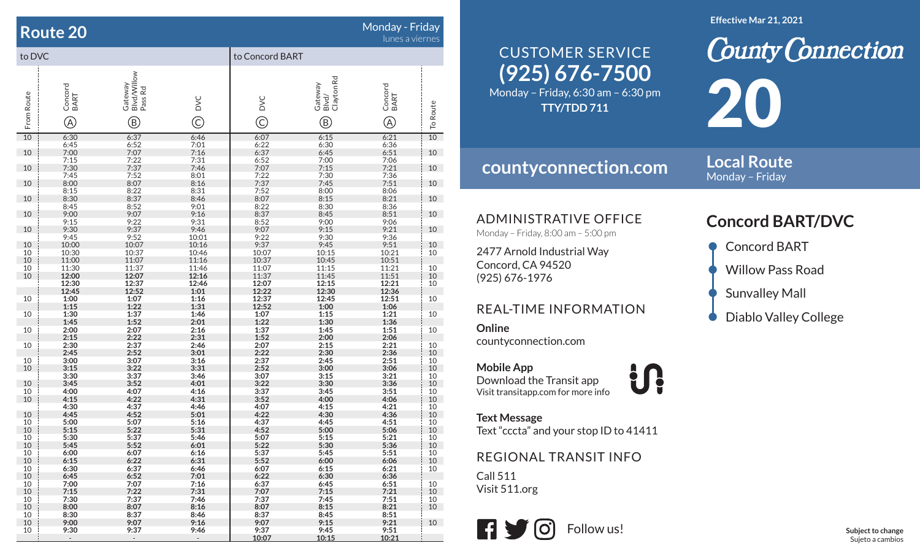# Route 20

**Monday - Friday**
lunes a viernes

| From Route | to DVC: Concord BART (A) | to DVC: Gateway Blvd/Willow Pass Rd (B) | to DVC: DVC (C) | to Concord BART: DVC (C) | to Concord BART: Gateway Blvd/Clayton Rd (B) | to Concord BART: Concord BART (A) | To Route |
|---|---|---|---|---|---|---|---|
| 10 | 6:30 | 6:37 | 6:46 | 6:07 | 6:15 | 6:21 | 10 |
| | 6:45 | 6:52 | 7:01 | 6:22 | 6:30 | 6:36 | |
| 10 | 7:00 | 7:07 | 7:16 | 6:37 | 6:45 | 6:51 | 10 |
| | 7:15 | 7:22 | 7:31 | 6:52 | 7:00 | 7:06 | |
| 10 | 7:30 | 7:37 | 7:46 | 7:07 | 7:15 | 7:21 | 10 |
| | 7:45 | 7:52 | 8:01 | 7:22 | 7:30 | 7:36 | |
| 10 | 8:00 | 8:07 | 8:16 | 7:37 | 7:45 | 7:51 | 10 |
| | 8:15 | 8:22 | 8:31 | 7:52 | 8:00 | 8:06 | |
| 10 | 8:30 | 8:37 | 8:46 | 8:07 | 8:15 | 8:21 | 10 |
| | 8:45 | 8:52 | 9:01 | 8:22 | 8:30 | 8:36 | |
| 10 | 9:00 | 9:07 | 9:16 | 8:37 | 8:45 | 8:51 | 10 |
| | 9:15 | 9:22 | 9:31 | 8:52 | 9:00 | 9:06 | |
| 10 | 9:30 | 9:37 | 9:46 | 9:07 | 9:15 | 9:21 | 10 |
| | 9:45 | 9:52 | 10:01 | 9:22 | 9:30 | 9:36 | |
| 10 | 10:00 | 10:07 | 10:16 | 9:37 | 9:45 | 9:51 | 10 |
| 10 | 10:30 | 10:37 | 10:46 | 10:07 | 10:15 | 10:21 | 10 |
| 10 | 11:00 | 11:07 | 11:16 | 10:37 | 10:45 | 10:51 | |
| 10 | 11:30 | 11:37 | 11:46 | 11:07 | 11:15 | 11:21 | 10 |
| 10 | 12:00 | 12:07 | 12:16 | 11:37 | 11:45 | 11:51 | 10 |
| | 12:30 | 12:37 | 12:46 | 12:07 | 12:15 | 12:21 | 10 |
| | 12:45 | 12:52 | 1:01 | 12:22 | 12:30 | 12:36 | |
| 10 | 1:00 | 1:07 | 1:16 | 12:37 | 12:45 | 12:51 | 10 |
| | 1:15 | 1:22 | 1:31 | 12:52 | 1:00 | 1:06 | |
| 10 | 1:30 | 1:37 | 1:46 | 1:07 | 1:15 | 1:21 | 10 |
| | 1:45 | 1:52 | 2:01 | 1:22 | 1:30 | 1:36 | |
| 10 | 2:00 | 2:07 | 2:16 | 1:37 | 1:45 | 1:51 | 10 |
| | 2:15 | 2:22 | 2:31 | 1:52 | 2:00 | 2:06 | |
| 10 | 2:30 | 2:37 | 2:46 | 2:07 | 2:15 | 2:21 | 10 |
| | 2:45 | 2:52 | 3:01 | 2:22 | 2:30 | 2:36 | 10 |
| 10 | 3:00 | 3:07 | 3:16 | 2:37 | 2:45 | 2:51 | 10 |
| 10 | 3:15 | 3:22 | 3:31 | 2:52 | 3:00 | 3:06 | 10 |
| | 3:30 | 3:37 | 3:46 | 3:07 | 3:15 | 3:21 | 10 |
| 10 | 3:45 | 3:52 | 4:01 | 3:22 | 3:30 | 3:36 | 10 |
| 10 | 4:00 | 4:07 | 4:16 | 3:37 | 3:45 | 3:51 | 10 |
| 10 | 4:15 | 4:22 | 4:31 | 3:52 | 4:00 | 4:06 | 10 |
| | 4:30 | 4:37 | 4:46 | 4:07 | 4:15 | 4:21 | 10 |
| 10 | 4:45 | 4:52 | 5:01 | 4:22 | 4:30 | 4:36 | 10 |
| 10 | 5:00 | 5:07 | 5:16 | 4:37 | 4:45 | 4:51 | 10 |
| 10 | 5:15 | 5:22 | 5:31 | 4:52 | 5:00 | 5:06 | 10 |
| 10 | 5:30 | 5:37 | 5:46 | 5:07 | 5:15 | 5:21 | 10 |
| 10 | 5:45 | 5:52 | 6:01 | 5:22 | 5:30 | 5:36 | 10 |
| 10 | 6:00 | 6:07 | 6:16 | 5:37 | 5:45 | 5:51 | 10 |
| 10 | 6:15 | 6:22 | 6:31 | 5:52 | 6:00 | 6:06 | 10 |
| 10 | 6:30 | 6:37 | 6:46 | 6:07 | 6:15 | 6:21 | 10 |
| 10 | 6:45 | 6:52 | 7:01 | 6:22 | 6:30 | 6:36 | |
| 10 | 7:00 | 7:07 | 7:16 | 6:37 | 6:45 | 6:51 | 10 |
| 10 | 7:15 | 7:22 | 7:31 | 7:07 | 7:15 | 7:21 | 10 |
| 10 | 7:30 | 7:37 | 7:46 | 7:37 | 7:45 | 7:51 | 10 |
| 10 | 8:00 | 8:07 | 8:16 | 8:07 | 8:15 | 8:21 | 10 |
| 10 | 8:30 | 8:37 | 8:46 | 8:37 | 8:45 | 8:51 | |
| 10 | 9:00 | 9:07 | 9:16 | 9:07 | 9:15 | 9:21 | 10 |
| 10 | 9:30 | 9:37 | 9:46 | 9:37 | 9:45 | 9:51 | |
| | - | - | - | 10:07 | 10:15 | 10:21 | |

## CUSTOMER SERVICE
**(925) 676-7500**
Monday – Friday, 6:30 am – 6:30 pm
**TTY/TDD 711**

**countyconnection.com**

## ADMINISTRATIVE OFFICE
Monday – Friday, 8:00 am – 5:00 pm

2477 Arnold Industrial Way
Concord, CA 94520
(925) 676-1976

## REAL-TIME INFORMATION

**Online**
countyconnection.com

**Mobile App**
Download the Transit app
Visit transitapp.com for more info

**Text Message**
Text "cccta" and your stop ID to 41411

## REGIONAL TRANSIT INFO
Call 511
Visit 511.org

Follow us!

**Effective Mar 21, 2021**

# County Connection

# 20

**Local Route**
Monday – Friday

## Concord BART/DVC

- Concord BART
- Willow Pass Road
- Sunvalley Mall
- Diablo Valley College

**Subject to change**
Sujeto a cambios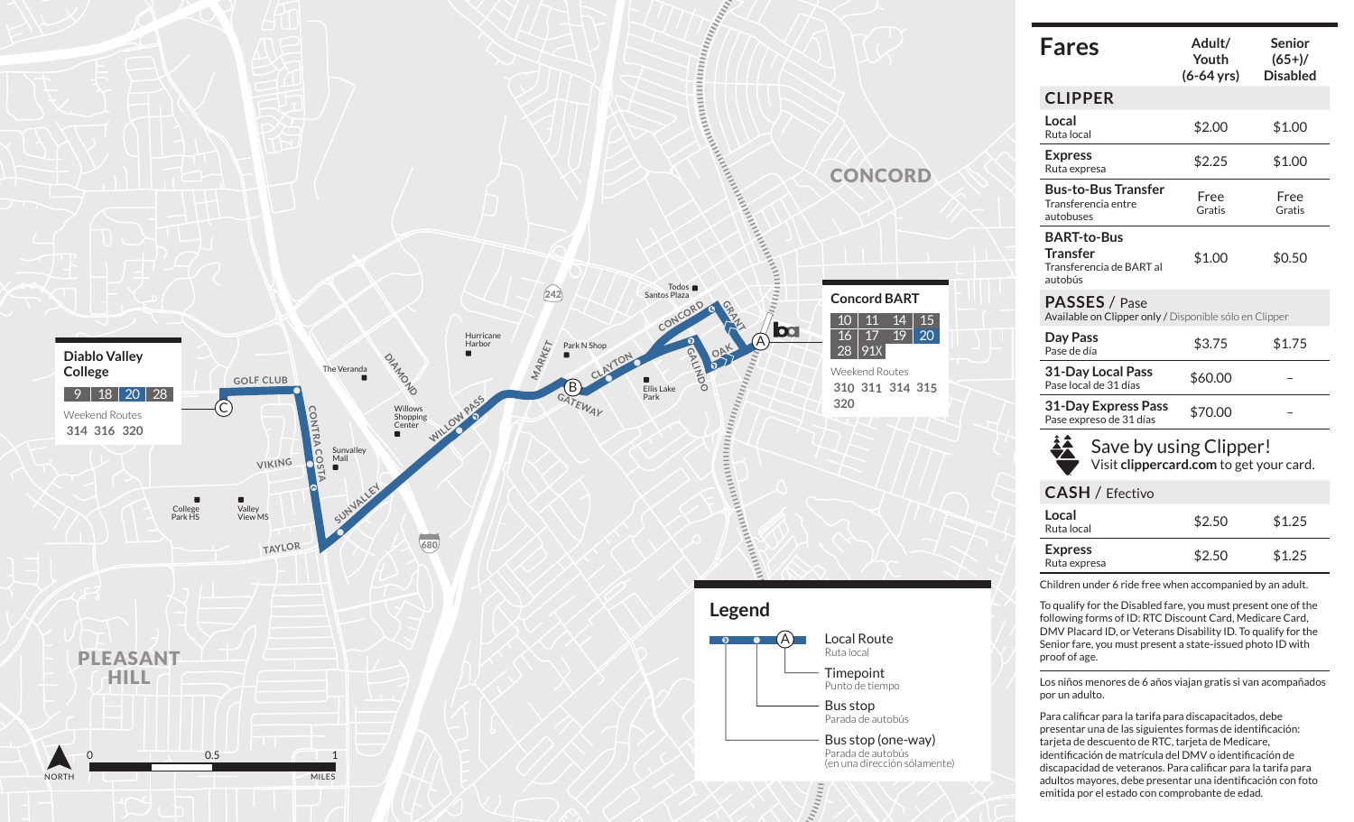CONCORD

PLEASANT HILL

**Diablo Valley College**

9 | 18 | 20 | 28

Weekend Routes
314 316 320

**Concord BART**

10 | 11 | 14 | 15
16 | 17 | 19 | 20
28 | 91X

Weekend Routes
310 311 314 315
320

GOLF CLUB
VIKING
TAYLOR
CONTRA COSTA
SUNVALLEY
WILLOW PASS
DIAMOND
MARKET
CLAYTON
GATEWAY
CONCORD
GRANT
OAK
GALINDO

The Veranda
Hurricane Harbor
Willows Shopping Center
Sunvalley Mall
College Park HS
Valley View MS
Park N Shop
Todos Santos Plaza
Ellis Lake Park

242
680

NORTH

0 0.5 1 MILES

## Legend

- Local Route / Ruta local
- Timepoint / Punto de tiempo
- Bus stop / Parada de autobús
- Bus stop (one-way) / Parada de autobús (en una dirección sólamente)

# Fares

| | Adult/ Youth (6-64 yrs) | Senior (65+)/ Disabled |
|---|---|---|
| **CLIPPER** | | |
| **Local** Ruta local | $2.00 | $1.00 |
| **Express** Ruta expresa | $2.25 | $1.00 |
| **Bus-to-Bus Transfer** Transferencia entre autobuses | Free Gratis | Free Gratis |
| **BART-to-Bus Transfer** Transferencia de BART al autobús | $1.00 | $0.50 |
| **PASSES** / Pase — Available on Clipper only / Disponible sólo en Clipper | | |
| **Day Pass** Pase de día | $3.75 | $1.75 |
| **31-Day Local Pass** Pase local de 31 días | $60.00 | – |
| **31-Day Express Pass** Pase expreso de 31 días | $70.00 | – |

**Save by using Clipper!**
Visit **clippercard.com** to get your card.

| | Adult/ Youth (6-64 yrs) | Senior (65+)/ Disabled |
|---|---|---|
| **CASH** / Efectivo | | |
| **Local** Ruta local | $2.50 | $1.25 |
| **Express** Ruta expresa | $2.50 | $1.25 |

Children under 6 ride free when accompanied by an adult.

To qualify for the Disabled fare, you must present one of the following forms of ID: RTC Discount Card, Medicare Card, DMV Placard ID, or Veterans Disability ID. To qualify for the Senior fare, you must present a state-issued photo ID with proof of age.

Los niños menores de 6 años viajan gratis si van acompañados por un adulto.

Para calificar para la tarifa para discapacitados, debe presentar una de las siguientes formas de identificación: tarjeta de descuento de RTC, tarjeta de Medicare, identificación de matrícula del DMV o identificación de discapacidad de veteranos. Para calificar para la tarifa para adultos mayores, debe presentar una identificación con foto emitida por el estado con comprobante de edad.